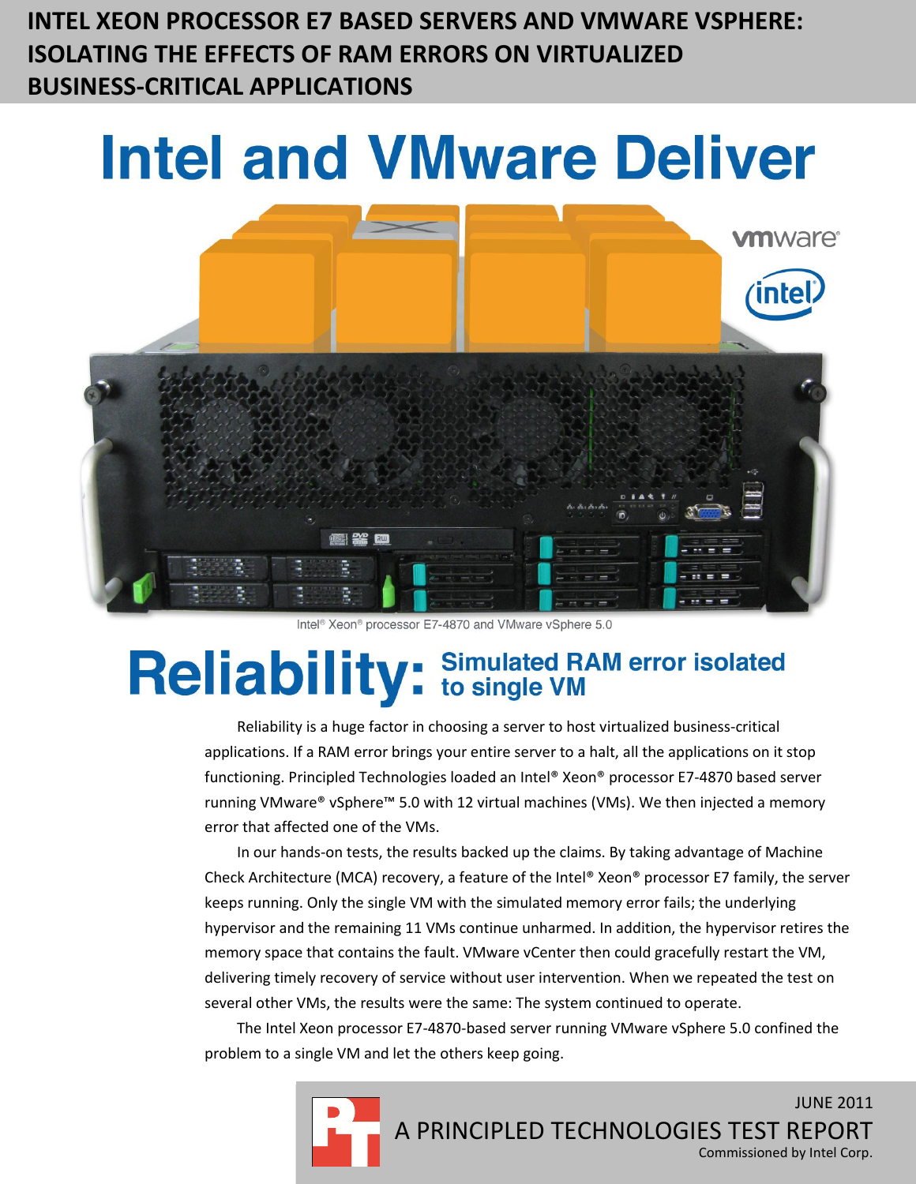# INTEL XEON PROCESSOR E7 BASED SERVERS AND VMWARE VSPHERE: ISOLATING THE EFFECTS OF RAM ERRORS ON VIRTUALIZED BUSINESS-CRITICAL APPLICATIONS

# Intel and VMware Deliver

Intel® Xeon® processor E7-4870 and VMware vSphere 5.0

## Reliability: Simulated RAM error isolated to single VM

Reliability is a huge factor in choosing a server to host virtualized business-critical applications. If a RAM error brings your entire server to a halt, all the applications on it stop functioning. Principled Technologies loaded an Intel® Xeon® processor E7-4870 based server running VMware® vSphere™ 5.0 with 12 virtual machines (VMs). We then injected a memory error that affected one of the VMs.

In our hands-on tests, the results backed up the claims. By taking advantage of Machine Check Architecture (MCA) recovery, a feature of the Intel® Xeon® processor E7 family, the server keeps running. Only the single VM with the simulated memory error fails; the underlying hypervisor and the remaining 11 VMs continue unharmed. In addition, the hypervisor retires the memory space that contains the fault. VMware vCenter then could gracefully restart the VM, delivering timely recovery of service without user intervention. When we repeated the test on several other VMs, the results were the same: The system continued to operate.

The Intel Xeon processor E7-4870-based server running VMware vSphere 5.0 confined the problem to a single VM and let the others keep going.

JUNE 2011

A PRINCIPLED TECHNOLOGIES TEST REPORT

Commissioned by Intel Corp.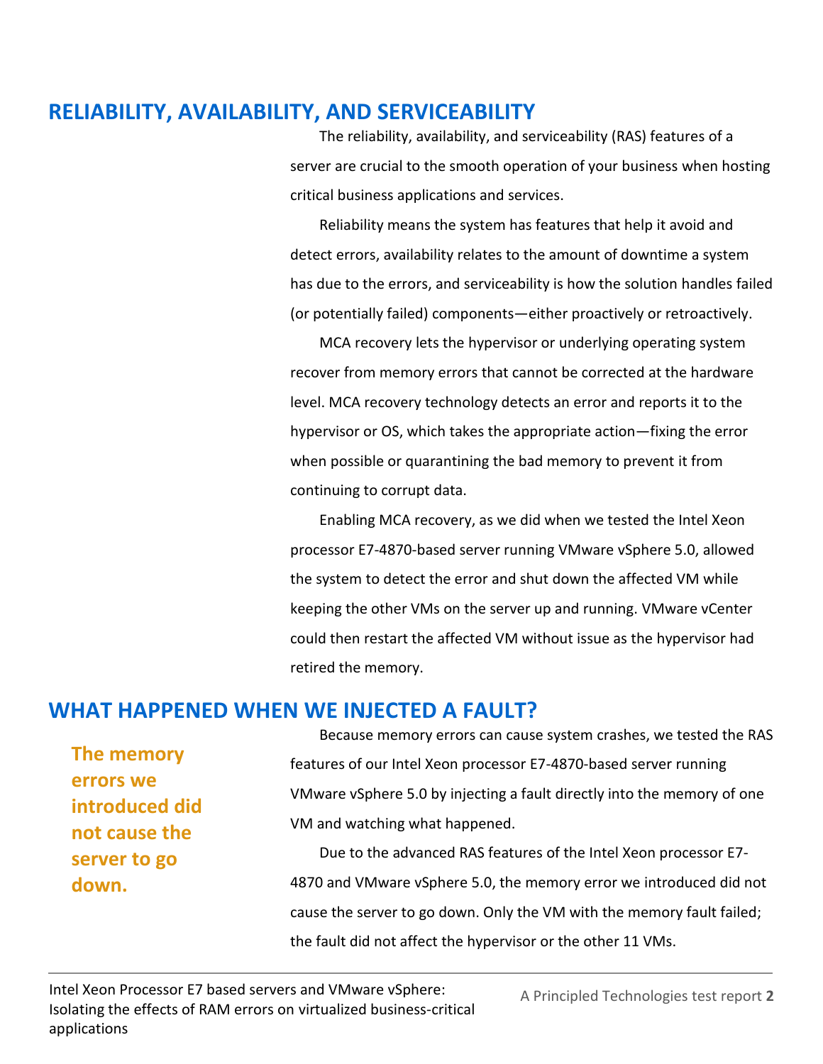## RELIABILITY, AVAILABILITY, AND SERVICEABILITY

The reliability, availability, and serviceability (RAS) features of a server are crucial to the smooth operation of your business when hosting critical business applications and services.

Reliability means the system has features that help it avoid and detect errors, availability relates to the amount of downtime a system has due to the errors, and serviceability is how the solution handles failed (or potentially failed) components—either proactively or retroactively.

MCA recovery lets the hypervisor or underlying operating system recover from memory errors that cannot be corrected at the hardware level. MCA recovery technology detects an error and reports it to the hypervisor or OS, which takes the appropriate action—fixing the error when possible or quarantining the bad memory to prevent it from continuing to corrupt data.

Enabling MCA recovery, as we did when we tested the Intel Xeon processor E7-4870-based server running VMware vSphere 5.0, allowed the system to detect the error and shut down the affected VM while keeping the other VMs on the server up and running. VMware vCenter could then restart the affected VM without issue as the hypervisor had retired the memory.

## WHAT HAPPENED WHEN WE INJECTED A FAULT?

**The memory errors we introduced did not cause the server to go down.**

Because memory errors can cause system crashes, we tested the RAS features of our Intel Xeon processor E7-4870-based server running VMware vSphere 5.0 by injecting a fault directly into the memory of one VM and watching what happened.

Due to the advanced RAS features of the Intel Xeon processor E7-4870 and VMware vSphere 5.0, the memory error we introduced did not cause the server to go down. Only the VM with the memory fault failed; the fault did not affect the hypervisor or the other 11 VMs.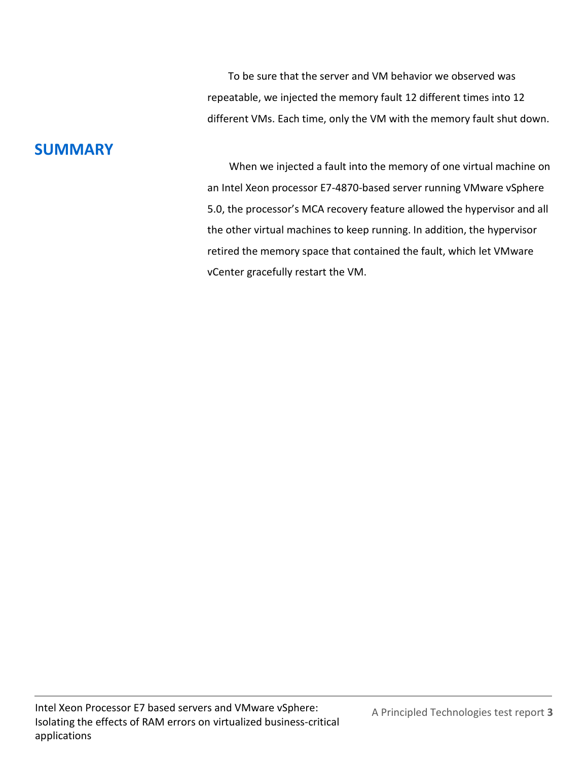To be sure that the server and VM behavior we observed was repeatable, we injected the memory fault 12 different times into 12 different VMs. Each time, only the VM with the memory fault shut down.

## SUMMARY

When we injected a fault into the memory of one virtual machine on an Intel Xeon processor E7-4870-based server running VMware vSphere 5.0, the processor's MCA recovery feature allowed the hypervisor and all the other virtual machines to keep running. In addition, the hypervisor retired the memory space that contained the fault, which let VMware vCenter gracefully restart the VM.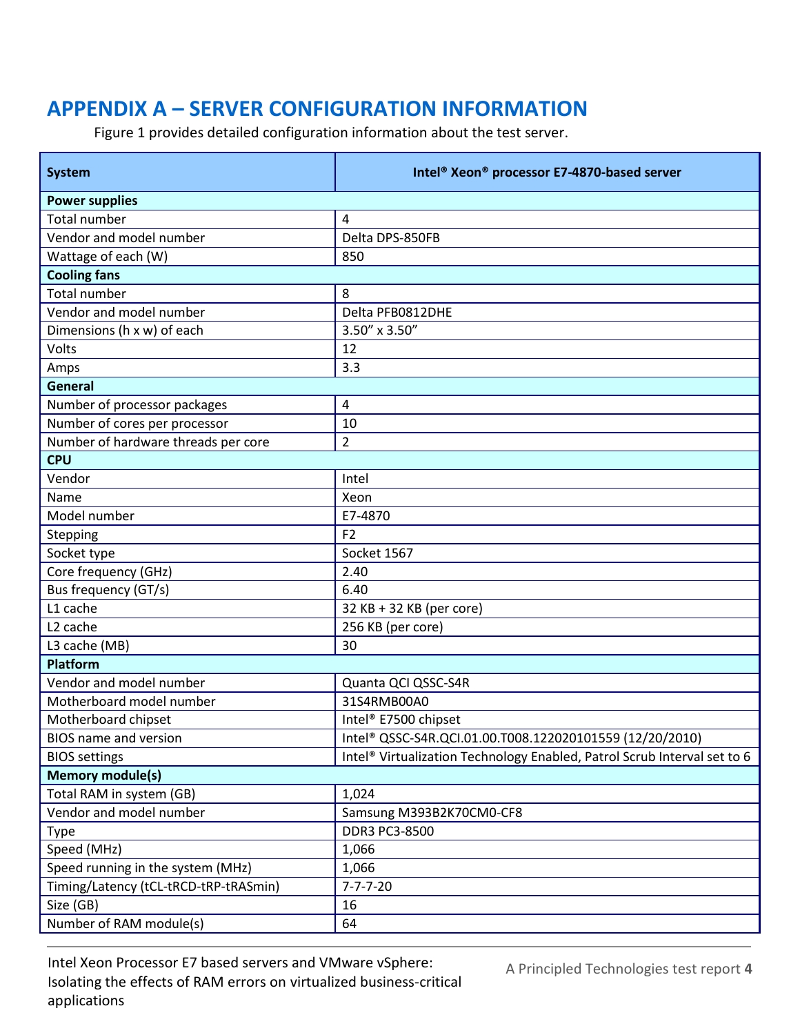# APPENDIX A – SERVER CONFIGURATION INFORMATION

Figure 1 provides detailed configuration information about the test server.

| System | Intel® Xeon® processor E7-4870-based server |
|---|---|
| **Power supplies** | |
| Total number | 4 |
| Vendor and model number | Delta DPS-850FB |
| Wattage of each (W) | 850 |
| **Cooling fans** | |
| Total number | 8 |
| Vendor and model number | Delta PFB0812DHE |
| Dimensions (h x w) of each | 3.50" x 3.50" |
| Volts | 12 |
| Amps | 3.3 |
| **General** | |
| Number of processor packages | 4 |
| Number of cores per processor | 10 |
| Number of hardware threads per core | 2 |
| **CPU** | |
| Vendor | Intel |
| Name | Xeon |
| Model number | E7-4870 |
| Stepping | F2 |
| Socket type | Socket 1567 |
| Core frequency (GHz) | 2.40 |
| Bus frequency (GT/s) | 6.40 |
| L1 cache | 32 KB + 32 KB (per core) |
| L2 cache | 256 KB (per core) |
| L3 cache (MB) | 30 |
| **Platform** | |
| Vendor and model number | Quanta QCI QSSC-S4R |
| Motherboard model number | 31S4RMB00A0 |
| Motherboard chipset | Intel® E7500 chipset |
| BIOS name and version | Intel® QSSC-S4R.QCI.01.00.T008.122020101559 (12/20/2010) |
| BIOS settings | Intel® Virtualization Technology Enabled, Patrol Scrub Interval set to 6 |
| **Memory module(s)** | |
| Total RAM in system (GB) | 1,024 |
| Vendor and model number | Samsung M393B2K70CM0-CF8 |
| Type | DDR3 PC3-8500 |
| Speed (MHz) | 1,066 |
| Speed running in the system (MHz) | 1,066 |
| Timing/Latency (tCL-tRCD-tRP-tRASmin) | 7-7-7-20 |
| Size (GB) | 16 |
| Number of RAM module(s) | 64 |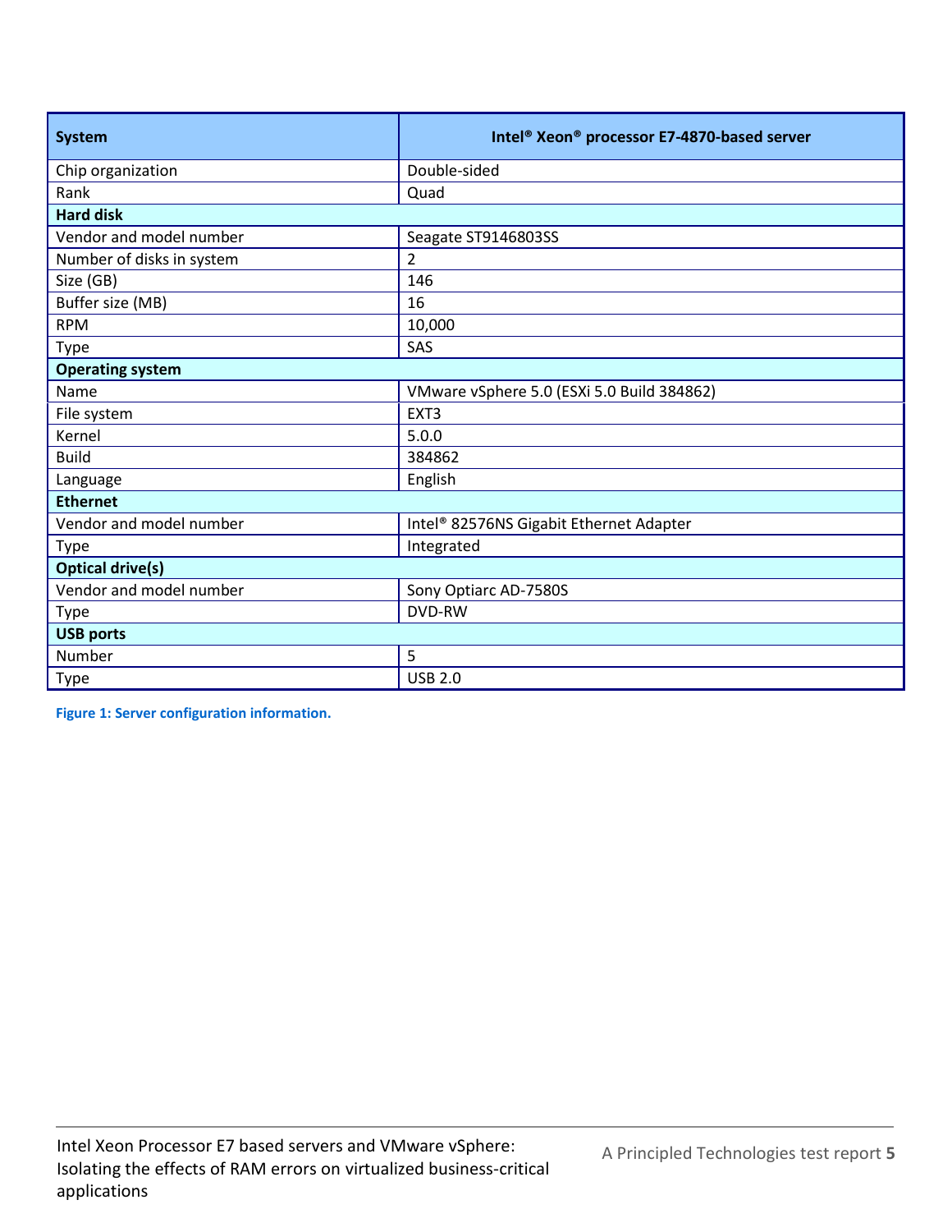| System | Intel® Xeon® processor E7-4870-based server |
|---|---|
| Chip organization | Double-sided |
| Rank | Quad |
| **Hard disk** | |
| Vendor and model number | Seagate ST9146803SS |
| Number of disks in system | 2 |
| Size (GB) | 146 |
| Buffer size (MB) | 16 |
| RPM | 10,000 |
| Type | SAS |
| **Operating system** | |
| Name | VMware vSphere 5.0 (ESXi 5.0 Build 384862) |
| File system | EXT3 |
| Kernel | 5.0.0 |
| Build | 384862 |
| Language | English |
| **Ethernet** | |
| Vendor and model number | Intel® 82576NS Gigabit Ethernet Adapter |
| Type | Integrated |
| **Optical drive(s)** | |
| Vendor and model number | Sony Optiarc AD-7580S |
| Type | DVD-RW |
| **USB ports** | |
| Number | 5 |
| Type | USB 2.0 |

**Figure 1: Server configuration information.**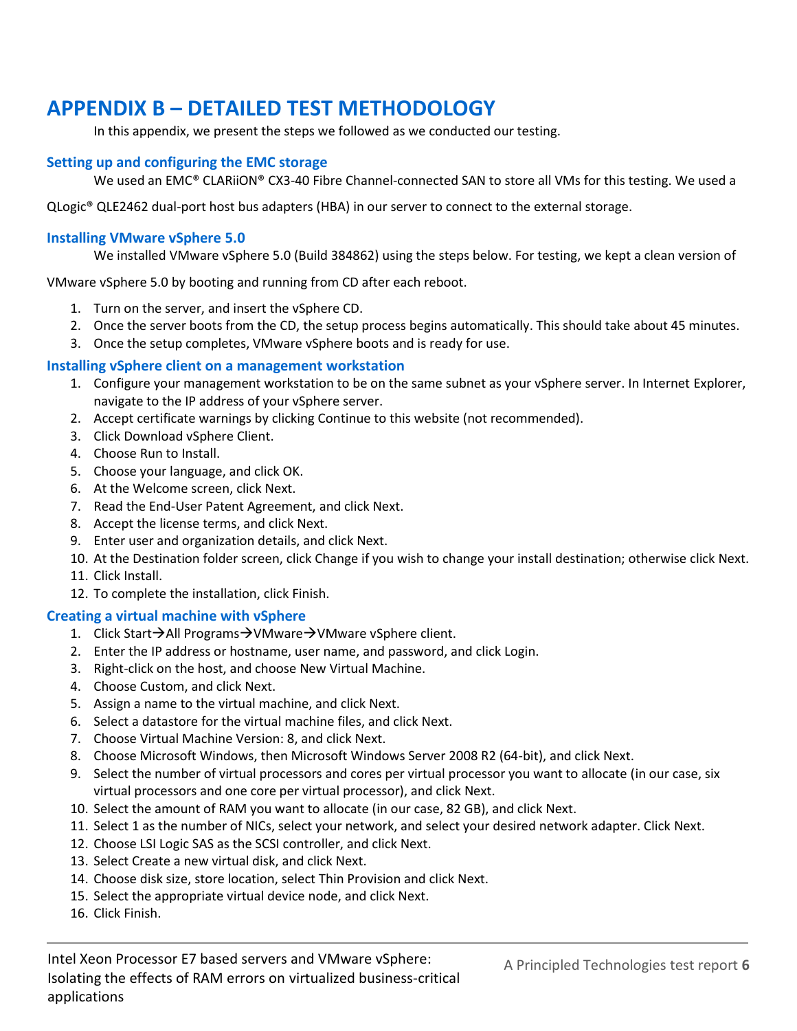# APPENDIX B – DETAILED TEST METHODOLOGY

In this appendix, we present the steps we followed as we conducted our testing.

### Setting up and configuring the EMC storage

We used an EMC® CLARiiON® CX3-40 Fibre Channel-connected SAN to store all VMs for this testing. We used a QLogic® QLE2462 dual-port host bus adapters (HBA) in our server to connect to the external storage.

### Installing VMware vSphere 5.0

We installed VMware vSphere 5.0 (Build 384862) using the steps below. For testing, we kept a clean version of VMware vSphere 5.0 by booting and running from CD after each reboot.

1. Turn on the server, and insert the vSphere CD.
2. Once the server boots from the CD, the setup process begins automatically. This should take about 45 minutes.
3. Once the setup completes, VMware vSphere boots and is ready for use.

### Installing vSphere client on a management workstation

1. Configure your management workstation to be on the same subnet as your vSphere server. In Internet Explorer, navigate to the IP address of your vSphere server.
2. Accept certificate warnings by clicking Continue to this website (not recommended).
3. Click Download vSphere Client.
4. Choose Run to Install.
5. Choose your language, and click OK.
6. At the Welcome screen, click Next.
7. Read the End-User Patent Agreement, and click Next.
8. Accept the license terms, and click Next.
9. Enter user and organization details, and click Next.
10. At the Destination folder screen, click Change if you wish to change your install destination; otherwise click Next.
11. Click Install.
12. To complete the installation, click Finish.

### Creating a virtual machine with vSphere

1. Click Start→All Programs→VMware→VMware vSphere client.
2. Enter the IP address or hostname, user name, and password, and click Login.
3. Right-click on the host, and choose New Virtual Machine.
4. Choose Custom, and click Next.
5. Assign a name to the virtual machine, and click Next.
6. Select a datastore for the virtual machine files, and click Next.
7. Choose Virtual Machine Version: 8, and click Next.
8. Choose Microsoft Windows, then Microsoft Windows Server 2008 R2 (64-bit), and click Next.
9. Select the number of virtual processors and cores per virtual processor you want to allocate (in our case, six virtual processors and one core per virtual processor), and click Next.
10. Select the amount of RAM you want to allocate (in our case, 82 GB), and click Next.
11. Select 1 as the number of NICs, select your network, and select your desired network adapter. Click Next.
12. Choose LSI Logic SAS as the SCSI controller, and click Next.
13. Select Create a new virtual disk, and click Next.
14. Choose disk size, store location, select Thin Provision and click Next.
15. Select the appropriate virtual device node, and click Next.
16. Click Finish.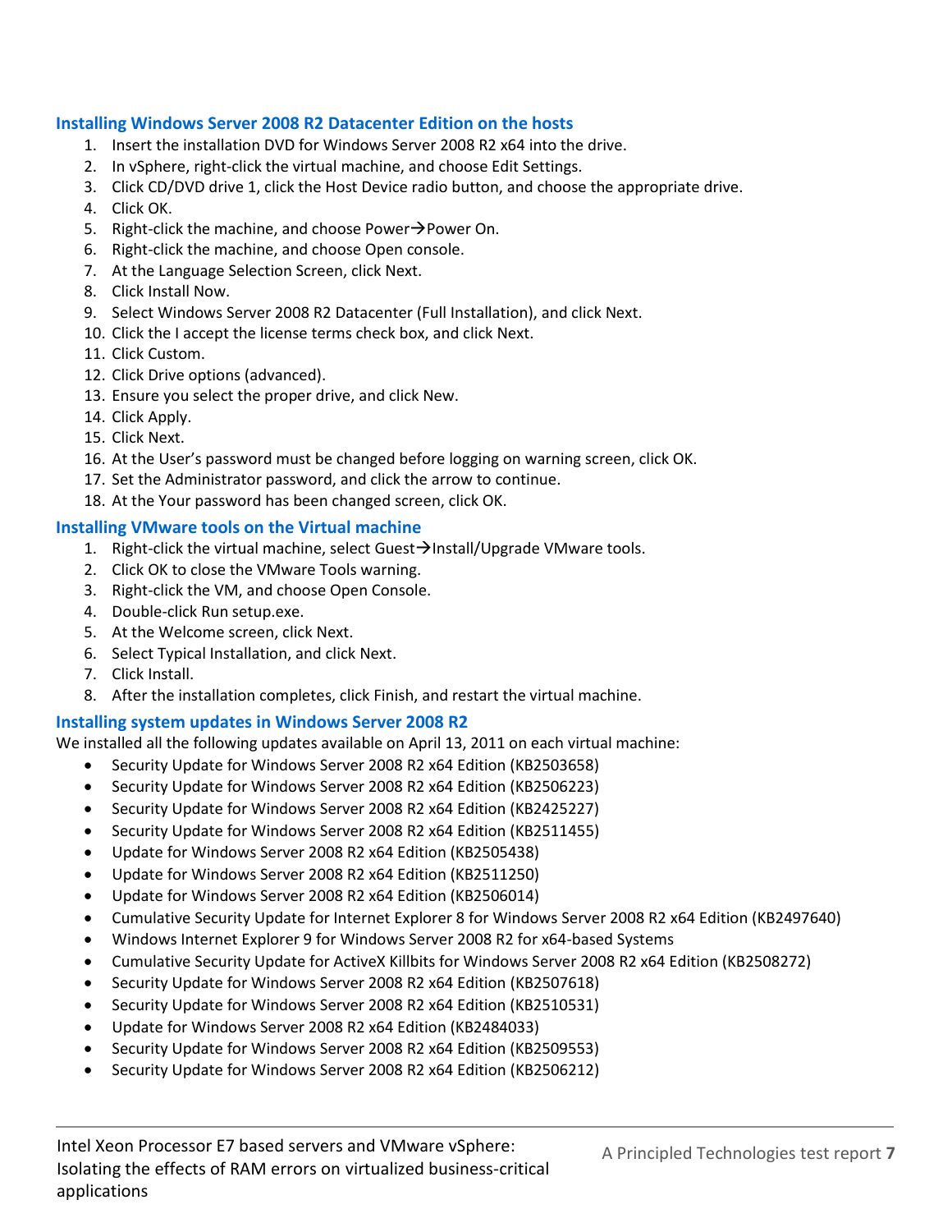### Installing Windows Server 2008 R2 Datacenter Edition on the hosts

1. Insert the installation DVD for Windows Server 2008 R2 x64 into the drive.
2. In vSphere, right-click the virtual machine, and choose Edit Settings.
3. Click CD/DVD drive 1, click the Host Device radio button, and choose the appropriate drive.
4. Click OK.
5. Right-click the machine, and choose Power→Power On.
6. Right-click the machine, and choose Open console.
7. At the Language Selection Screen, click Next.
8. Click Install Now.
9. Select Windows Server 2008 R2 Datacenter (Full Installation), and click Next.
10. Click the I accept the license terms check box, and click Next.
11. Click Custom.
12. Click Drive options (advanced).
13. Ensure you select the proper drive, and click New.
14. Click Apply.
15. Click Next.
16. At the User's password must be changed before logging on warning screen, click OK.
17. Set the Administrator password, and click the arrow to continue.
18. At the Your password has been changed screen, click OK.

### Installing VMware tools on the Virtual machine

1. Right-click the virtual machine, select Guest→Install/Upgrade VMware tools.
2. Click OK to close the VMware Tools warning.
3. Right-click the VM, and choose Open Console.
4. Double-click Run setup.exe.
5. At the Welcome screen, click Next.
6. Select Typical Installation, and click Next.
7. Click Install.
8. After the installation completes, click Finish, and restart the virtual machine.

### Installing system updates in Windows Server 2008 R2

We installed all the following updates available on April 13, 2011 on each virtual machine:

- Security Update for Windows Server 2008 R2 x64 Edition (KB2503658)
- Security Update for Windows Server 2008 R2 x64 Edition (KB2506223)
- Security Update for Windows Server 2008 R2 x64 Edition (KB2425227)
- Security Update for Windows Server 2008 R2 x64 Edition (KB2511455)
- Update for Windows Server 2008 R2 x64 Edition (KB2505438)
- Update for Windows Server 2008 R2 x64 Edition (KB2511250)
- Update for Windows Server 2008 R2 x64 Edition (KB2506014)
- Cumulative Security Update for Internet Explorer 8 for Windows Server 2008 R2 x64 Edition (KB2497640)
- Windows Internet Explorer 9 for Windows Server 2008 R2 for x64-based Systems
- Cumulative Security Update for ActiveX Killbits for Windows Server 2008 R2 x64 Edition (KB2508272)
- Security Update for Windows Server 2008 R2 x64 Edition (KB2507618)
- Security Update for Windows Server 2008 R2 x64 Edition (KB2510531)
- Update for Windows Server 2008 R2 x64 Edition (KB2484033)
- Security Update for Windows Server 2008 R2 x64 Edition (KB2509553)
- Security Update for Windows Server 2008 R2 x64 Edition (KB2506212)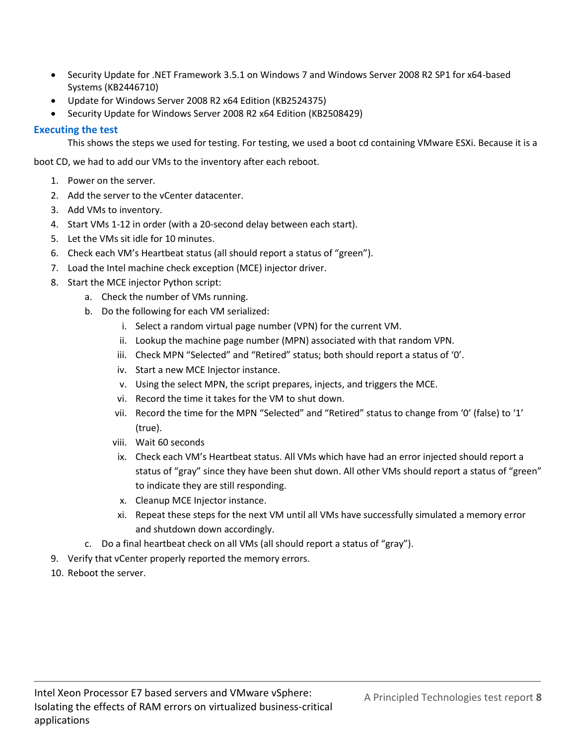- Security Update for .NET Framework 3.5.1 on Windows 7 and Windows Server 2008 R2 SP1 for x64-based Systems (KB2446710)
- Update for Windows Server 2008 R2 x64 Edition (KB2524375)
- Security Update for Windows Server 2008 R2 x64 Edition (KB2508429)

### Executing the test

This shows the steps we used for testing. For testing, we used a boot cd containing VMware ESXi. Because it is a boot CD, we had to add our VMs to the inventory after each reboot.

1. Power on the server.
2. Add the server to the vCenter datacenter.
3. Add VMs to inventory.
4. Start VMs 1-12 in order (with a 20-second delay between each start).
5. Let the VMs sit idle for 10 minutes.
6. Check each VM's Heartbeat status (all should report a status of "green").
7. Load the Intel machine check exception (MCE) injector driver.
8. Start the MCE injector Python script:
   a. Check the number of VMs running.
   b. Do the following for each VM serialized:
      i. Select a random virtual page number (VPN) for the current VM.
      ii. Lookup the machine page number (MPN) associated with that random VPN.
      iii. Check MPN "Selected" and "Retired" status; both should report a status of '0'.
      iv. Start a new MCE Injector instance.
      v. Using the select MPN, the script prepares, injects, and triggers the MCE.
      vi. Record the time it takes for the VM to shut down.
      vii. Record the time for the MPN "Selected" and "Retired" status to change from '0' (false) to '1' (true).
      viii. Wait 60 seconds
      ix. Check each VM's Heartbeat status. All VMs which have had an error injected should report a status of "gray" since they have been shut down. All other VMs should report a status of "green" to indicate they are still responding.
      x. Cleanup MCE Injector instance.
      xi. Repeat these steps for the next VM until all VMs have successfully simulated a memory error and shutdown down accordingly.
   c. Do a final heartbeat check on all VMs (all should report a status of "gray").
9. Verify that vCenter properly reported the memory errors.
10. Reboot the server.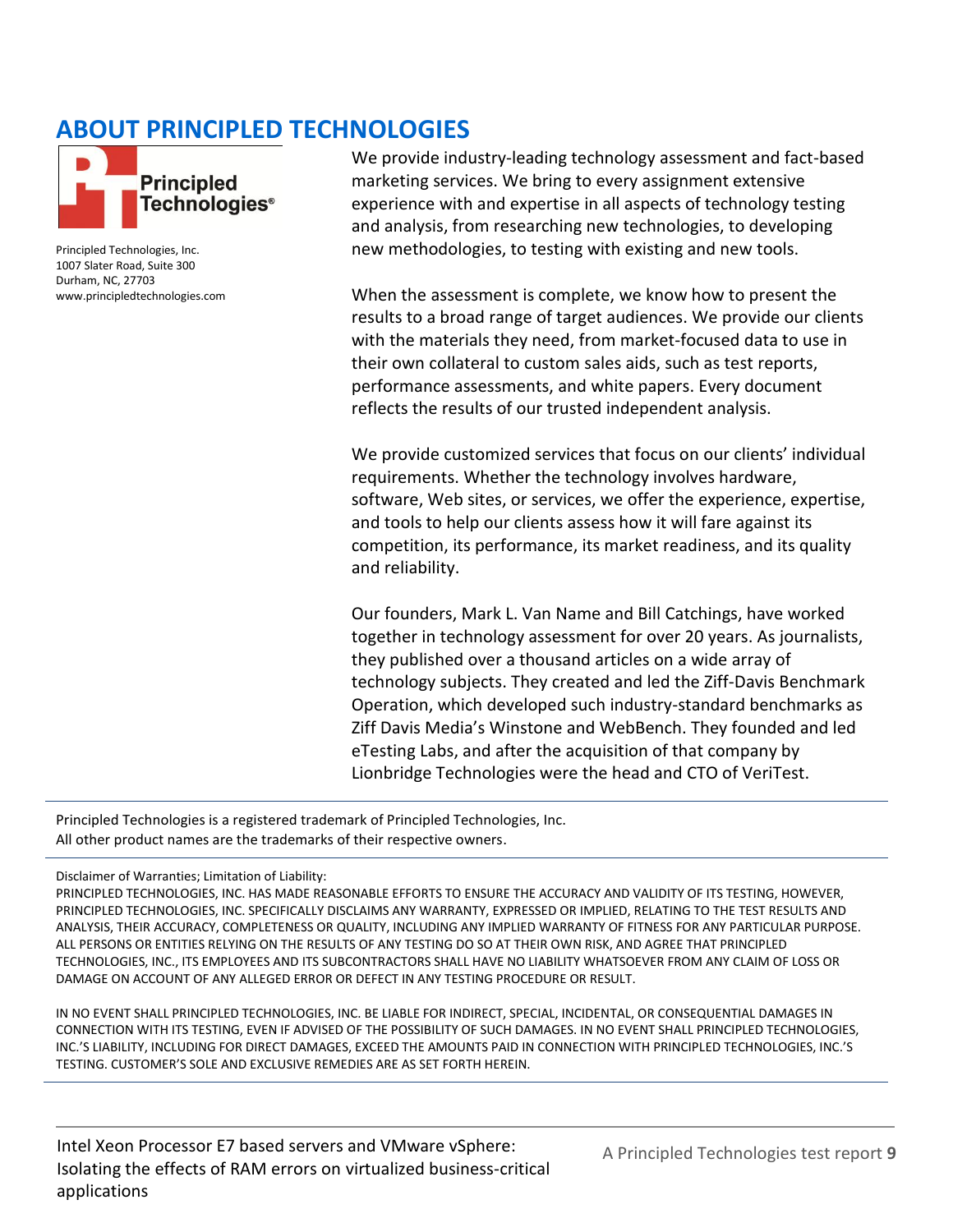## ABOUT PRINCIPLED TECHNOLOGIES

Principled Technologies, Inc.
1007 Slater Road, Suite 300
Durham, NC, 27703
www.principledtechnologies.com

We provide industry-leading technology assessment and fact-based marketing services. We bring to every assignment extensive experience with and expertise in all aspects of technology testing and analysis, from researching new technologies, to developing new methodologies, to testing with existing and new tools.

When the assessment is complete, we know how to present the results to a broad range of target audiences. We provide our clients with the materials they need, from market-focused data to use in their own collateral to custom sales aids, such as test reports, performance assessments, and white papers. Every document reflects the results of our trusted independent analysis.

We provide customized services that focus on our clients' individual requirements. Whether the technology involves hardware, software, Web sites, or services, we offer the experience, expertise, and tools to help our clients assess how it will fare against its competition, its performance, its market readiness, and its quality and reliability.

Our founders, Mark L. Van Name and Bill Catchings, have worked together in technology assessment for over 20 years. As journalists, they published over a thousand articles on a wide array of technology subjects. They created and led the Ziff-Davis Benchmark Operation, which developed such industry-standard benchmarks as Ziff Davis Media's Winstone and WebBench. They founded and led eTesting Labs, and after the acquisition of that company by Lionbridge Technologies were the head and CTO of VeriTest.

Principled Technologies is a registered trademark of Principled Technologies, Inc.
All other product names are the trademarks of their respective owners.

Disclaimer of Warranties; Limitation of Liability:
PRINCIPLED TECHNOLOGIES, INC. HAS MADE REASONABLE EFFORTS TO ENSURE THE ACCURACY AND VALIDITY OF ITS TESTING, HOWEVER, PRINCIPLED TECHNOLOGIES, INC. SPECIFICALLY DISCLAIMS ANY WARRANTY, EXPRESSED OR IMPLIED, RELATING TO THE TEST RESULTS AND ANALYSIS, THEIR ACCURACY, COMPLETENESS OR QUALITY, INCLUDING ANY IMPLIED WARRANTY OF FITNESS FOR ANY PARTICULAR PURPOSE. ALL PERSONS OR ENTITIES RELYING ON THE RESULTS OF ANY TESTING DO SO AT THEIR OWN RISK, AND AGREE THAT PRINCIPLED TECHNOLOGIES, INC., ITS EMPLOYEES AND ITS SUBCONTRACTORS SHALL HAVE NO LIABILITY WHATSOEVER FROM ANY CLAIM OF LOSS OR DAMAGE ON ACCOUNT OF ANY ALLEGED ERROR OR DEFECT IN ANY TESTING PROCEDURE OR RESULT.

IN NO EVENT SHALL PRINCIPLED TECHNOLOGIES, INC. BE LIABLE FOR INDIRECT, SPECIAL, INCIDENTAL, OR CONSEQUENTIAL DAMAGES IN CONNECTION WITH ITS TESTING, EVEN IF ADVISED OF THE POSSIBILITY OF SUCH DAMAGES. IN NO EVENT SHALL PRINCIPLED TECHNOLOGIES, INC.'S LIABILITY, INCLUDING FOR DIRECT DAMAGES, EXCEED THE AMOUNTS PAID IN CONNECTION WITH PRINCIPLED TECHNOLOGIES, INC.'S TESTING. CUSTOMER'S SOLE AND EXCLUSIVE REMEDIES ARE AS SET FORTH HEREIN.